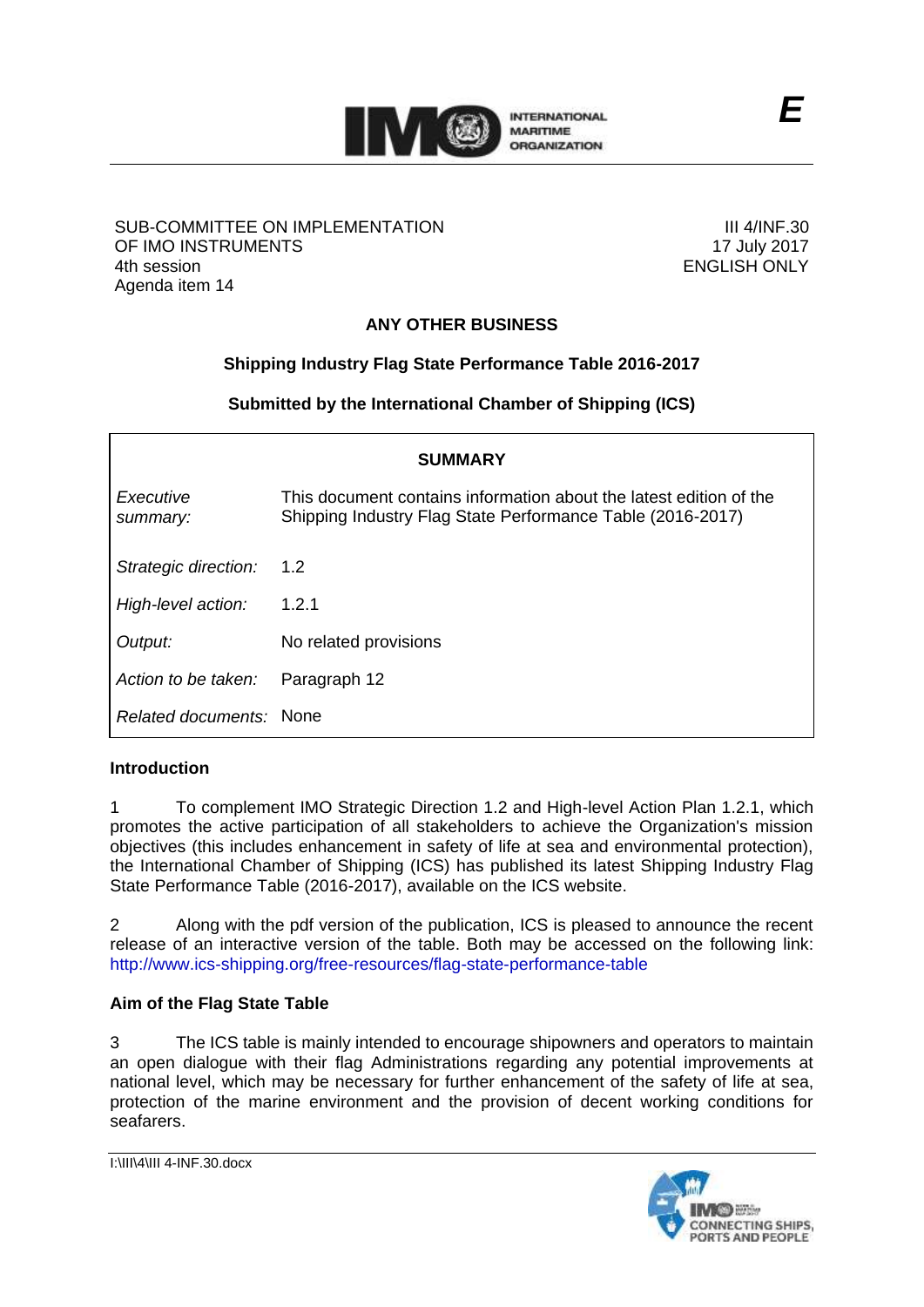E

SUB-COMMITTEE ON IMPLEMENTATION OF IMO INSTRUMENTS
4th session
Agenda item 14

III 4/INF.30
17 July 2017
ENGLISH ONLY

## ANY OTHER BUSINESS

### Shipping Industry Flag State Performance Table 2016-2017

### Submitted by the International Chamber of Shipping (ICS)

| SUMMARY | |
|---|---|
| *Executive summary:* | This document contains information about the latest edition of the Shipping Industry Flag State Performance Table (2016-2017) |
| *Strategic direction:* | 1.2 |
| *High-level action:* | 1.2.1 |
| *Output:* | No related provisions |
| *Action to be taken:* | Paragraph 12 |
| *Related documents:* | None |

**Introduction**

1 To complement IMO Strategic Direction 1.2 and High-level Action Plan 1.2.1, which promotes the active participation of all stakeholders to achieve the Organization's mission objectives (this includes enhancement in safety of life at sea and environmental protection), the International Chamber of Shipping (ICS) has published its latest Shipping Industry Flag State Performance Table (2016-2017), available on the ICS website.

2 Along with the pdf version of the publication, ICS is pleased to announce the recent release of an interactive version of the table. Both may be accessed on the following link: http://www.ics-shipping.org/free-resources/flag-state-performance-table

**Aim of the Flag State Table**

3 The ICS table is mainly intended to encourage shipowners and operators to maintain an open dialogue with their flag Administrations regarding any potential improvements at national level, which may be necessary for further enhancement of the safety of life at sea, protection of the marine environment and the provision of decent working conditions for seafarers.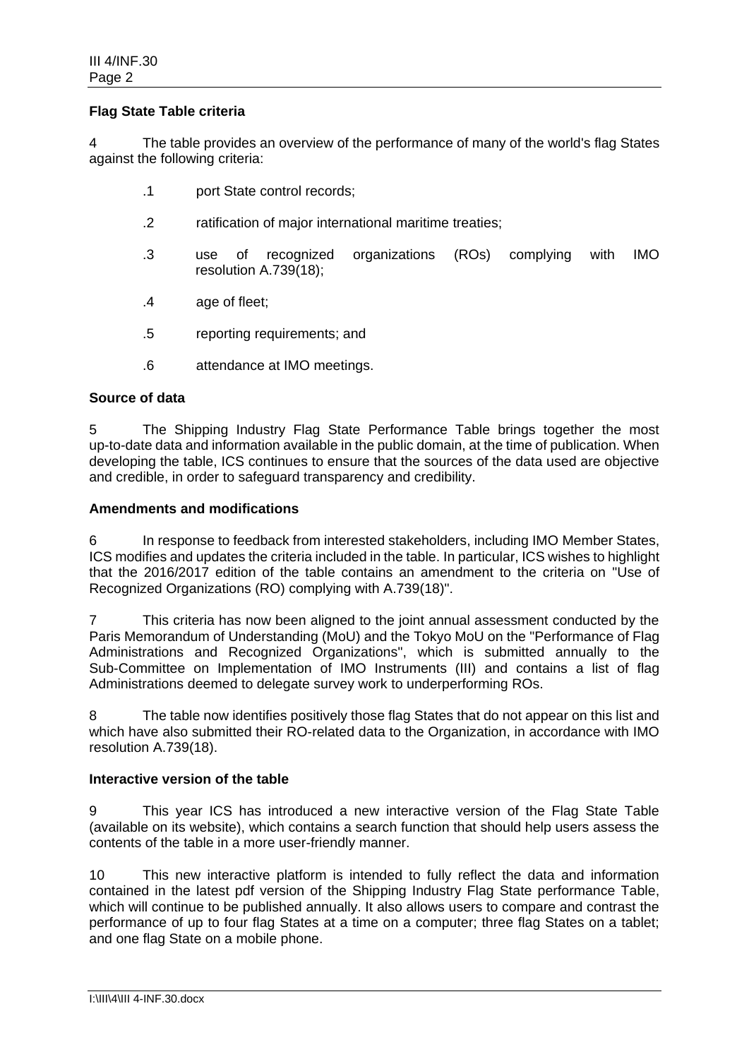**Flag State Table criteria**

4 The table provides an overview of the performance of many of the world's flag States against the following criteria:

.1 port State control records;

.2 ratification of major international maritime treaties;

.3 use of recognized organizations (ROs) complying with IMO resolution A.739(18);

.4 age of fleet;

.5 reporting requirements; and

.6 attendance at IMO meetings.

**Source of data**

5 The Shipping Industry Flag State Performance Table brings together the most up-to-date data and information available in the public domain, at the time of publication. When developing the table, ICS continues to ensure that the sources of the data used are objective and credible, in order to safeguard transparency and credibility.

**Amendments and modifications**

6 In response to feedback from interested stakeholders, including IMO Member States, ICS modifies and updates the criteria included in the table. In particular, ICS wishes to highlight that the 2016/2017 edition of the table contains an amendment to the criteria on "Use of Recognized Organizations (RO) complying with A.739(18)".

7 This criteria has now been aligned to the joint annual assessment conducted by the Paris Memorandum of Understanding (MoU) and the Tokyo MoU on the "Performance of Flag Administrations and Recognized Organizations", which is submitted annually to the Sub-Committee on Implementation of IMO Instruments (III) and contains a list of flag Administrations deemed to delegate survey work to underperforming ROs.

8 The table now identifies positively those flag States that do not appear on this list and which have also submitted their RO-related data to the Organization, in accordance with IMO resolution A.739(18).

**Interactive version of the table**

9 This year ICS has introduced a new interactive version of the Flag State Table (available on its website), which contains a search function that should help users assess the contents of the table in a more user-friendly manner.

10 This new interactive platform is intended to fully reflect the data and information contained in the latest pdf version of the Shipping Industry Flag State performance Table, which will continue to be published annually. It also allows users to compare and contrast the performance of up to four flag States at a time on a computer; three flag States on a tablet; and one flag State on a mobile phone.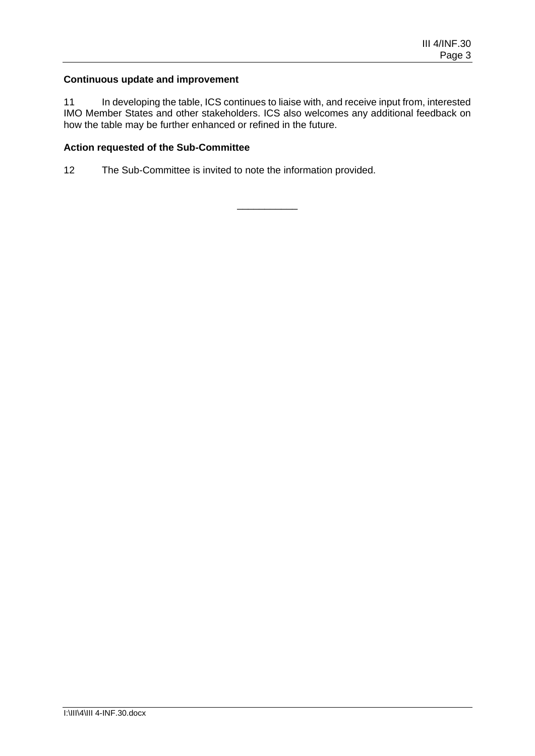**Continuous update and improvement**

11 In developing the table, ICS continues to liaise with, and receive input from, interested IMO Member States and other stakeholders. ICS also welcomes any additional feedback on how the table may be further enhanced or refined in the future.

**Action requested of the Sub-Committee**

12 The Sub-Committee is invited to note the information provided.

___________